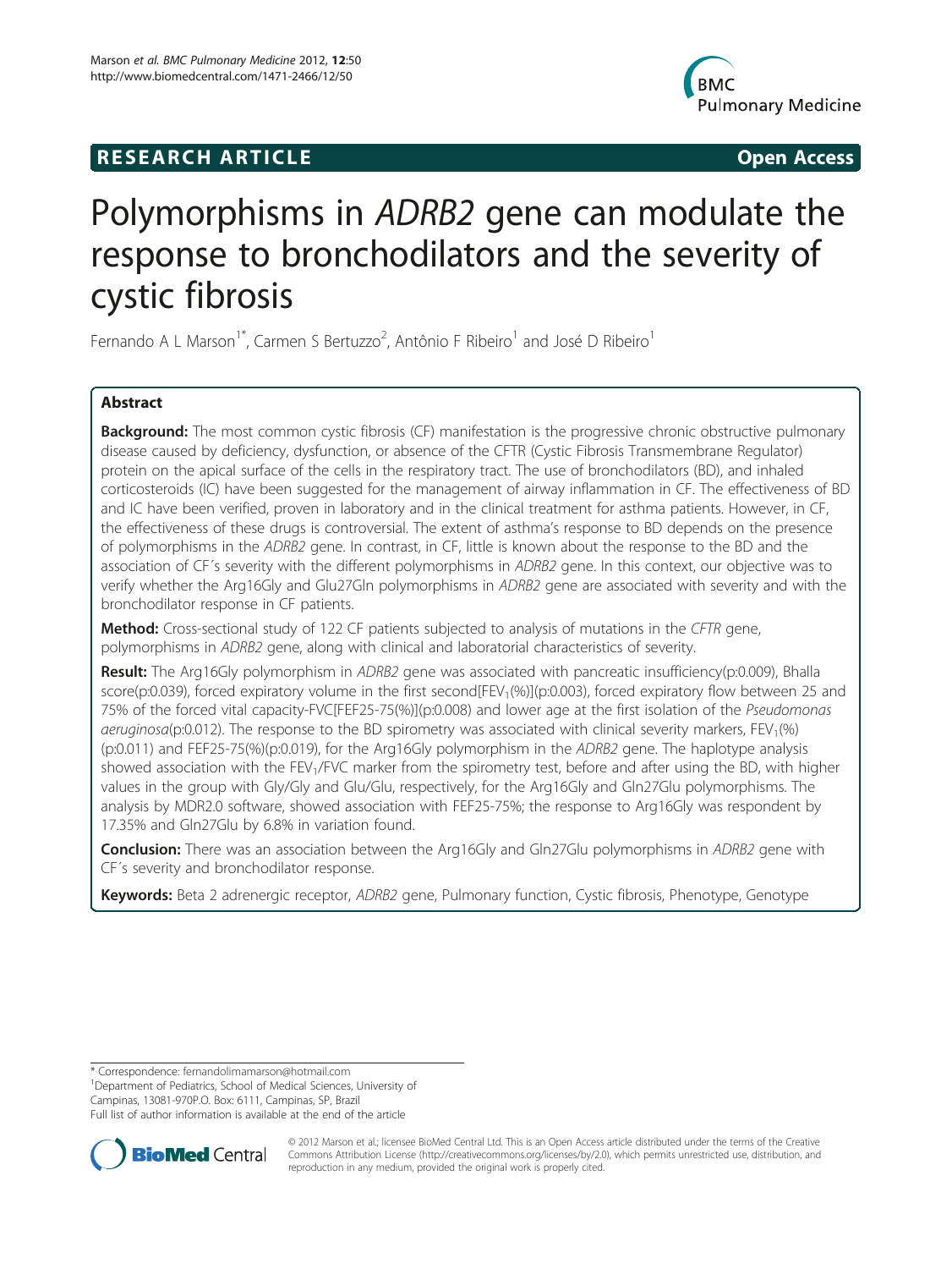RESEARCH ARTICLE Open Access

# Polymorphisms in *ADRB2* gene can modulate the response to bronchodilators and the severity of cystic fibrosis

Fernando A L Marson[1*], Carmen S Bertuzzo[2], Antônio F Ribeiro[1] and José D Ribeiro[1]

## Abstract

**Background:** The most common cystic fibrosis (CF) manifestation is the progressive chronic obstructive pulmonary disease caused by deficiency, dysfunction, or absence of the CFTR (Cystic Fibrosis Transmembrane Regulator) protein on the apical surface of the cells in the respiratory tract. The use of bronchodilators (BD), and inhaled corticosteroids (IC) have been suggested for the management of airway inflammation in CF. The effectiveness of BD and IC have been verified, proven in laboratory and in the clinical treatment for asthma patients. However, in CF, the effectiveness of these drugs is controversial. The extent of asthma's response to BD depends on the presence of polymorphisms in the *ADRB2* gene. In contrast, in CF, little is known about the response to the BD and the association of CF´s severity with the different polymorphisms in *ADRB2* gene. In this context, our objective was to verify whether the Arg16Gly and Glu27Gln polymorphisms in *ADRB2* gene are associated with severity and with the bronchodilator response in CF patients.

**Method:** Cross-sectional study of 122 CF patients subjected to analysis of mutations in the *CFTR* gene, polymorphisms in *ADRB2* gene, along with clinical and laboratorial characteristics of severity.

**Result:** The Arg16Gly polymorphism in *ADRB2* gene was associated with pancreatic insufficiency(p:0.009), Bhalla score(p:0.039), forced expiratory volume in the first second[$FEV_1$(%)](p:0.003), forced expiratory flow between 25 and 75% of the forced vital capacity-FVC[FEF25-75(%)](p:0.008) and lower age at the first isolation of the *Pseudomonas aeruginosa*(p:0.012). The response to the BD spirometry was associated with clinical severity markers, $FEV_1$(%) (p:0.011) and FEF25-75(%)(p:0.019), for the Arg16Gly polymorphism in the *ADRB2* gene. The haplotype analysis showed association with the $FEV_1$/FVC marker from the spirometry test, before and after using the BD, with higher values in the group with Gly/Gly and Glu/Glu, respectively, for the Arg16Gly and Gln27Glu polymorphisms. The analysis by MDR2.0 software, showed association with FEF25-75%; the response to Arg16Gly was respondent by 17.35% and Gln27Glu by 6.8% in variation found.

**Conclusion:** There was an association between the Arg16Gly and Gln27Glu polymorphisms in *ADRB2* gene with CF´s severity and bronchodilator response.

**Keywords:** Beta 2 adrenergic receptor, *ADRB2* gene, Pulmonary function, Cystic fibrosis, Phenotype, Genotype

---

* Correspondence: fernandolimamarson@hotmail.com
[1]Department of Pediatrics, School of Medical Sciences, University of Campinas, 13081-970P.O. Box: 6111, Campinas, SP, Brazil
Full list of author information is available at the end of the article

© 2012 Marson et al.; licensee BioMed Central Ltd. This is an Open Access article distributed under the terms of the Creative Commons Attribution License (http://creativecommons.org/licenses/by/2.0), which permits unrestricted use, distribution, and reproduction in any medium, provided the original work is properly cited.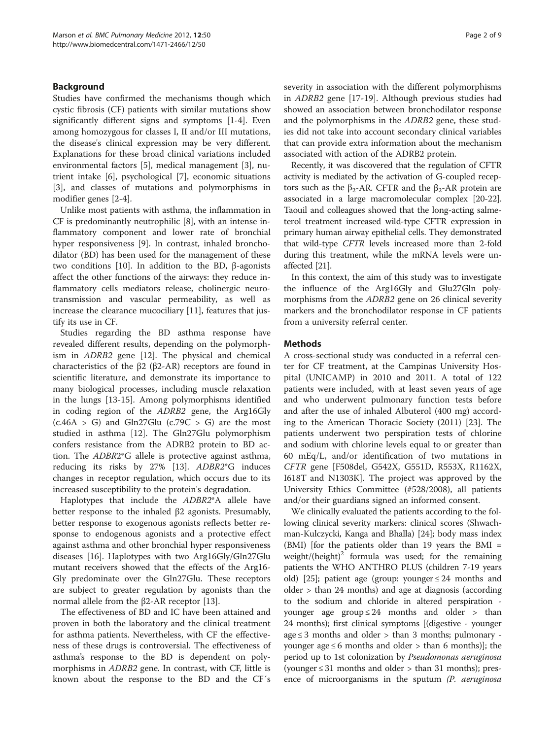## Background

Studies have confirmed the mechanisms though which cystic fibrosis (CF) patients with similar mutations show significantly different signs and symptoms [1-4]. Even among homozygous for classes I, II and/or III mutations, the disease's clinical expression may be very different. Explanations for these broad clinical variations included environmental factors [5], medical management [3], nutrient intake [6], psychological [7], economic situations [3], and classes of mutations and polymorphisms in modifier genes [2-4].

Unlike most patients with asthma, the inflammation in CF is predominantly neutrophilic [8], with an intense inflammatory component and lower rate of bronchial hyper responsiveness [9]. In contrast, inhaled bronchodilator (BD) has been used for the management of these two conditions [10]. In addition to the BD, β-agonists affect the other functions of the airways: they reduce inflammatory cells mediators release, cholinergic neurotransmission and vascular permeability, as well as increase the clearance mucociliary [11], features that justify its use in CF.

Studies regarding the BD asthma response have revealed different results, depending on the polymorphism in *ADRB2* gene [12]. The physical and chemical characteristics of the β2 (β2-AR) receptors are found in scientific literature, and demonstrate its importance to many biological processes, including muscle relaxation in the lungs [13-15]. Among polymorphisms identified in coding region of the *ADRB2* gene, the Arg16Gly (c.46A > G) and Gln27Glu (c.79C > G) are the most studied in asthma [12]. The Gln27Glu polymorphism confers resistance from the ADRB2 protein to BD action. The *ADBR2*\*G allele is protective against asthma, reducing its risks by 27% [13]. *ADBR2*\*G induces changes in receptor regulation, which occurs due to its increased susceptibility to the protein's degradation.

Haplotypes that include the *ADBR2*\*A allele have better response to the inhaled β2 agonists. Presumably, better response to exogenous agonists reflects better response to endogenous agonists and a protective effect against asthma and other bronchial hyper responsiveness diseases [16]. Haplotypes with two Arg16Gly/Gln27Glu mutant receivers showed that the effects of the Arg16-Gly predominate over the Gln27Glu. These receptors are subject to greater regulation by agonists than the normal allele from the β2-AR receptor [13].

The effectiveness of BD and IC have been attained and proven in both the laboratory and the clinical treatment for asthma patients. Nevertheless, with CF the effectiveness of these drugs is controversial. The effectiveness of asthma's response to the BD is dependent on polymorphisms in *ADRB2* gene. In contrast, with CF, little is known about the response to the BD and the CF´s severity in association with the different polymorphisms in *ADRB2* gene [17-19]. Although previous studies had showed an association between bronchodilator response and the polymorphisms in the *ADRB2* gene, these studies did not take into account secondary clinical variables that can provide extra information about the mechanism associated with action of the ADRB2 protein.

Recently, it was discovered that the regulation of CFTR activity is mediated by the activation of G-coupled receptors such as the $\beta_2$-AR. CFTR and the $\beta_2$-AR protein are associated in a large macromolecular complex [20-22]. Taouil and colleagues showed that the long-acting salmeterol treatment increased wild-type CFTR expression in primary human airway epithelial cells. They demonstrated that wild-type *CFTR* levels increased more than 2-fold during this treatment, while the mRNA levels were unaffected [21].

In this context, the aim of this study was to investigate the influence of the Arg16Gly and Glu27Gln polymorphisms from the *ADRB2* gene on 26 clinical severity markers and the bronchodilator response in CF patients from a university referral center.

## Methods

A cross-sectional study was conducted in a referral center for CF treatment, at the Campinas University Hospital (UNICAMP) in 2010 and 2011. A total of 122 patients were included, with at least seven years of age and who underwent pulmonary function tests before and after the use of inhaled Albuterol (400 mg) according to the American Thoracic Society (2011) [23]. The patients underwent two perspiration tests of chlorine and sodium with chlorine levels equal to or greater than 60 mEq/L, and/or identification of two mutations in *CFTR* gene [F508del, G542X, G551D, R553X, R1162X, I618T and N1303K]. The project was approved by the University Ethics Committee (#528/2008), all patients and/or their guardians signed an informed consent.

We clinically evaluated the patients according to the following clinical severity markers: clinical scores (Shwachman-Kulczycki, Kanga and Bhalla) [24]; body mass index (BMI) [for the patients older than 19 years the BMI = weight/(height)$^2$ formula was used; for the remaining patients the WHO ANTHRO PLUS (children 7-19 years old) [25]; patient age (group: younger ≤ 24 months and older > than 24 months) and age at diagnosis (according to the sodium and chloride in altered perspiration - younger age group ≤ 24 months and older > than 24 months); first clinical symptoms [(digestive - younger age ≤ 3 months and older > than 3 months; pulmonary - younger age ≤ 6 months and older > than 6 months)]; the period up to 1st colonization by *Pseudomonas aeruginosa* (younger ≤ 31 months and older > than 31 months); presence of microorganisms in the sputum *(P. aeruginosa*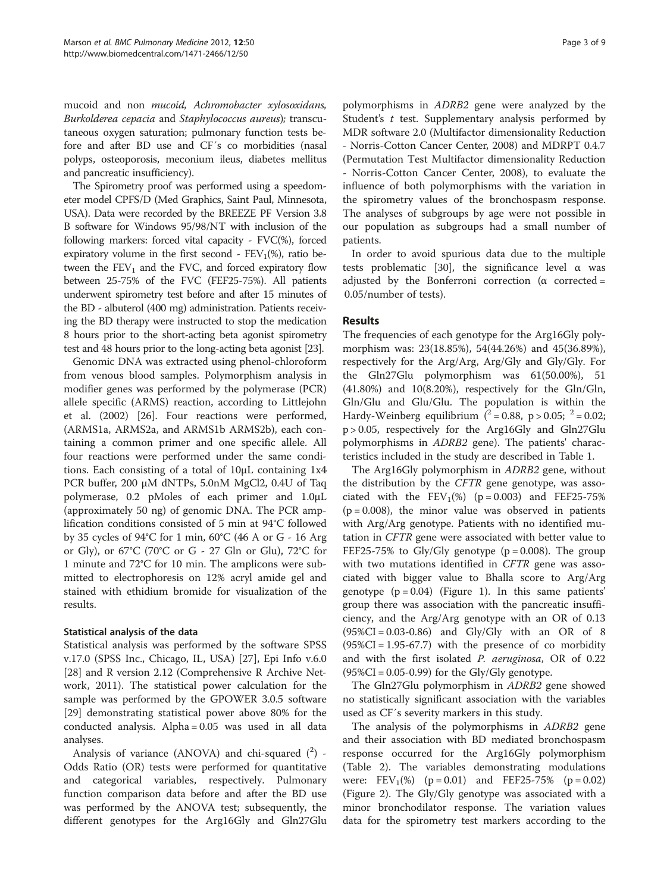mucoid and non *mucoid, Achromobacter xylosoxidans, Burkolderea cepacia* and *Staphylococcus aureus*); transcutaneous oxygen saturation; pulmonary function tests before and after BD use and CF´s co morbidities (nasal polyps, osteoporosis, meconium ileus, diabetes mellitus and pancreatic insufficiency).

The Spirometry proof was performed using a speedometer model CPFS/D (Med Graphics, Saint Paul, Minnesota, USA). Data were recorded by the BREEZE PF Version 3.8 B software for Windows 95/98/NT with inclusion of the following markers: forced vital capacity - FVC(%), forced expiratory volume in the first second - $FEV_1$(%), ratio between the $FEV_1$ and the FVC, and forced expiratory flow between 25-75% of the FVC (FEF25-75%). All patients underwent spirometry test before and after 15 minutes of the BD - albuterol (400 mg) administration. Patients receiving the BD therapy were instructed to stop the medication 8 hours prior to the short-acting beta agonist spirometry test and 48 hours prior to the long-acting beta agonist [23].

Genomic DNA was extracted using phenol-chloroform from venous blood samples. Polymorphism analysis in modifier genes was performed by the polymerase (PCR) allele specific (ARMS) reaction, according to Littlejohn et al. (2002) [26]. Four reactions were performed, (ARMS1a, ARMS2a, and ARMS1b ARMS2b), each containing a common primer and one specific allele. All four reactions were performed under the same conditions. Each consisting of a total of 10μL containing 1x4 PCR buffer, 200 μM dNTPs, 5.0nM MgCl2, 0.4U of Taq polymerase, 0.2 pMoles of each primer and 1.0μL (approximately 50 ng) of genomic DNA. The PCR amplification conditions consisted of 5 min at 94°C followed by 35 cycles of 94°C for 1 min, 60°C (46 A or G - 16 Arg or Gly), or 67°C (70°C or G - 27 Gln or Glu), 72°C for 1 minute and 72°C for 10 min. The amplicons were submitted to electrophoresis on 12% acryl amide gel and stained with ethidium bromide for visualization of the results.

### Statistical analysis of the data

Statistical analysis was performed by the software SPSS v.17.0 (SPSS Inc., Chicago, IL, USA) [27], Epi Info v.6.0 [28] and R version 2.12 (Comprehensive R Archive Network, 2011). The statistical power calculation for the sample was performed by the GPOWER 3.0.5 software [29] demonstrating statistical power above 80% for the conducted analysis. Alpha = 0.05 was used in all data analyses.

Analysis of variance (ANOVA) and chi-squared ($^2$) - Odds Ratio (OR) tests were performed for quantitative and categorical variables, respectively. Pulmonary function comparison data before and after the BD use was performed by the ANOVA test; subsequently, the different genotypes for the Arg16Gly and Gln27Glu polymorphisms in *ADRB2* gene were analyzed by the Student's *t* test. Supplementary analysis performed by MDR software 2.0 (Multifactor dimensionality Reduction - Norris-Cotton Cancer Center, 2008) and MDRPT 0.4.7 (Permutation Test Multifactor dimensionality Reduction - Norris-Cotton Cancer Center, 2008), to evaluate the influence of both polymorphisms with the variation in the spirometry values of the bronchospasm response. The analyses of subgroups by age were not possible in our population as subgroups had a small number of patients.

In order to avoid spurious data due to the multiple tests problematic [30], the significance level α was adjusted by the Bonferroni correction (α corrected = 0.05/number of tests).

## Results

The frequencies of each genotype for the Arg16Gly polymorphism was: 23(18.85%), 54(44.26%) and 45(36.89%), respectively for the Arg/Arg, Arg/Gly and Gly/Gly. For the Gln27Glu polymorphism was 61(50.00%), 51 (41.80%) and 10(8.20%), respectively for the Gln/Gln, Gln/Glu and Glu/Glu. The population is within the Hardy-Weinberg equilibrium ($^2$ = 0.88, p > 0.05; $^2$ = 0.02; p > 0.05, respectively for the Arg16Gly and Gln27Glu polymorphisms in *ADRB2* gene). The patients' characteristics included in the study are described in Table 1.

The Arg16Gly polymorphism in *ADRB2* gene, without the distribution by the *CFTR* gene genotype, was associated with the $FEV_1$(%) (p = 0.003) and FEF25-75% (p = 0.008), the minor value was observed in patients with Arg/Arg genotype. Patients with no identified mutation in *CFTR* gene were associated with better value to FEF25-75% to Gly/Gly genotype (p = 0.008). The group with two mutations identified in *CFTR* gene was associated with bigger value to Bhalla score to Arg/Arg genotype (p = 0.04) (Figure 1). In this same patients' group there was association with the pancreatic insufficiency, and the Arg/Arg genotype with an OR of 0.13 (95%CI = 0.03-0.86) and Gly/Gly with an OR of 8 (95%CI = 1.95-67.7) with the presence of co morbidity and with the first isolated *P. aeruginosa*, OR of 0.22 (95%CI = 0.05-0.99) for the Gly/Gly genotype.

The Gln27Glu polymorphism in *ADRB2* gene showed no statistically significant association with the variables used as CF´s severity markers in this study.

The analysis of the polymorphisms in *ADRB2* gene and their association with BD mediated bronchospasm response occurred for the Arg16Gly polymorphism (Table 2). The variables demonstrating modulations were: $FEV_1$(%) (p = 0.01) and FEF25-75% (p = 0.02) (Figure 2). The Gly/Gly genotype was associated with a minor bronchodilator response. The variation values data for the spirometry test markers according to the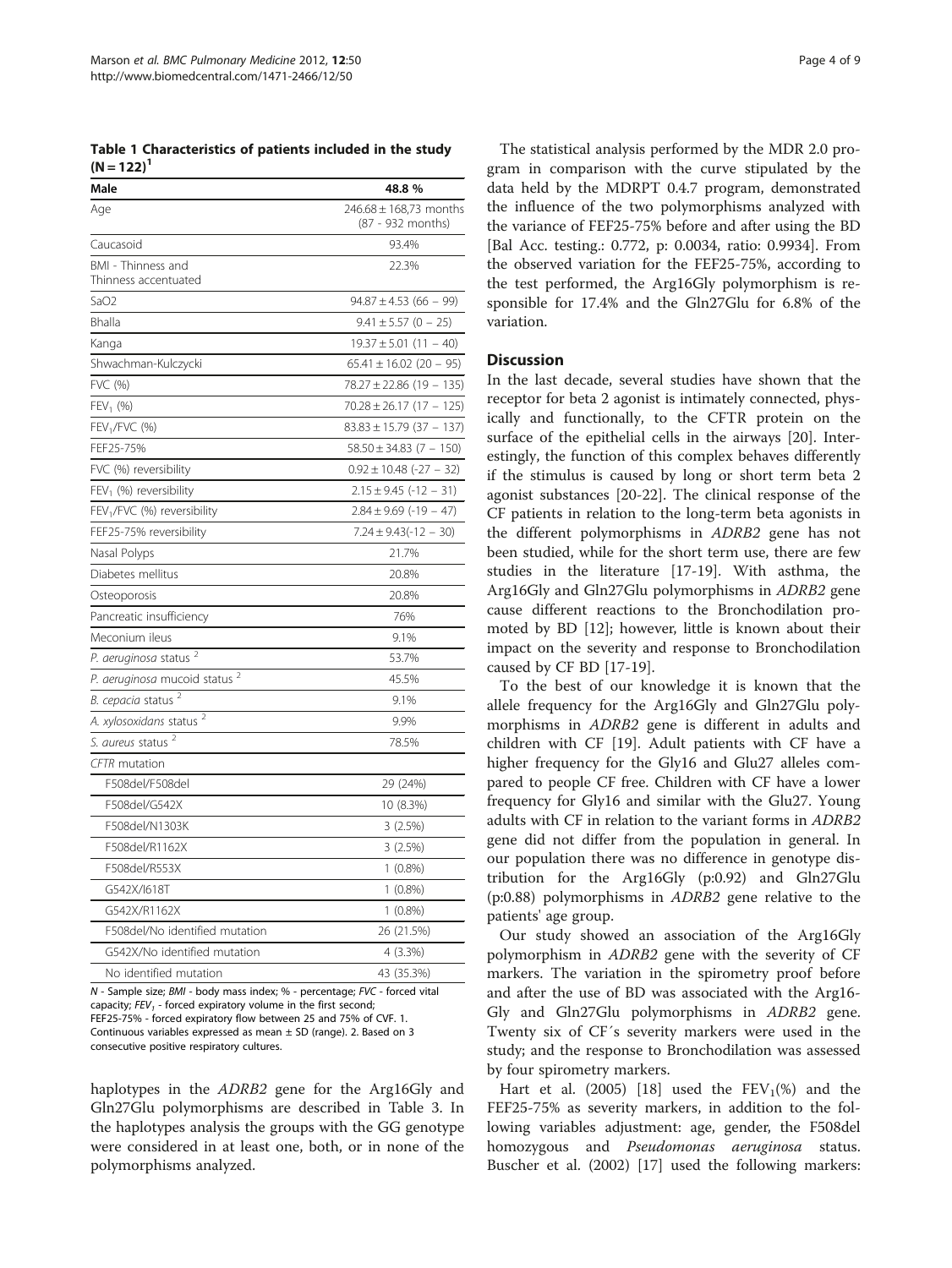**Table 1 Characteristics of patients included in the study (N = 122)[1]**

| Male | 48.8 % |
|---|---|
| Age | 246.68 ± 168,73 months (87 - 932 months) |
| Caucasoid | 93.4% |
| BMI - Thinness and Thinness accentuated | 22.3% |
| SaO2 | 94.87 ± 4.53 (66 – 99) |
| Bhalla | 9.41 ± 5.57 (0 – 25) |
| Kanga | 19.37 ± 5.01 (11 – 40) |
| Shwachman-Kulczycki | 65.41 ± 16.02 (20 – 95) |
| FVC (%) | 78.27 ± 22.86 (19 – 135) |
| $FEV_1$ (%) | 70.28 ± 26.17 (17 – 125) |
| $FEV_1$/FVC (%) | 83.83 ± 15.79 (37 – 137) |
| FEF25-75% | 58.50 ± 34.83 (7 – 150) |
| FVC (%) reversibility | 0.92 ± 10.48 (-27 – 32) |
| $FEV_1$ (%) reversibility | 2.15 ± 9.45 (-12 – 31) |
| $FEV_1$/FVC (%) reversibility | 2.84 ± 9.69 (-19 – 47) |
| FEF25-75% reversibility | 7.24 ± 9.43(-12 – 30) |
| Nasal Polyps | 21.7% |
| Diabetes mellitus | 20.8% |
| Osteoporosis | 20.8% |
| Pancreatic insufficiency | 76% |
| Meconium ileus | 9.1% |
| *P. aeruginosa* status [2] | 53.7% |
| *P. aeruginosa* mucoid status [2] | 45.5% |
| *B. cepacia* status [2] | 9.1% |
| *A. xylosoxidans* status [2] | 9.9% |
| *S. aureus* status [2] | 78.5% |
| *CFTR* mutation | |
| F508del/F508del | 29 (24%) |
| F508del/G542X | 10 (8.3%) |
| F508del/N1303K | 3 (2.5%) |
| F508del/R1162X | 3 (2.5%) |
| F508del/R553X | 1 (0.8%) |
| G542X/I618T | 1 (0.8%) |
| G542X/R1162X | 1 (0.8%) |
| F508del/No identified mutation | 26 (21.5%) |
| G542X/No identified mutation | 4 (3.3%) |
| No identified mutation | 43 (35.3%) |

*N* - Sample size; *BMI* - body mass index; % - percentage; *FVC* - forced vital capacity; $FEV_1$ - forced expiratory volume in the first second; FEF25-75% - forced expiratory flow between 25 and 75% of CVF. 1. Continuous variables expressed as mean ± SD (range). 2. Based on 3 consecutive positive respiratory cultures.

haplotypes in the *ADRB2* gene for the Arg16Gly and Gln27Glu polymorphisms are described in Table 3. In the haplotypes analysis the groups with the GG genotype were considered in at least one, both, or in none of the polymorphisms analyzed.

The statistical analysis performed by the MDR 2.0 program in comparison with the curve stipulated by the data held by the MDRPT 0.4.7 program, demonstrated the influence of the two polymorphisms analyzed with the variance of FEF25-75% before and after using the BD [Bal Acc. testing.: 0.772, p: 0.0034, ratio: 0.9934]. From the observed variation for the FEF25-75%, according to the test performed, the Arg16Gly polymorphism is responsible for 17.4% and the Gln27Glu for 6.8% of the variation.

## Discussion

In the last decade, several studies have shown that the receptor for beta 2 agonist is intimately connected, physically and functionally, to the CFTR protein on the surface of the epithelial cells in the airways [20]. Interestingly, the function of this complex behaves differently if the stimulus is caused by long or short term beta 2 agonist substances [20-22]. The clinical response of the CF patients in relation to the long-term beta agonists in the different polymorphisms in *ADRB2* gene has not been studied, while for the short term use, there are few studies in the literature [17-19]. With asthma, the Arg16Gly and Gln27Glu polymorphisms in *ADRB2* gene cause different reactions to the Bronchodilation promoted by BD [12]; however, little is known about their impact on the severity and response to Bronchodilation caused by CF BD [17-19].

To the best of our knowledge it is known that the allele frequency for the Arg16Gly and Gln27Glu polymorphisms in *ADRB2* gene is different in adults and children with CF [19]. Adult patients with CF have a higher frequency for the Gly16 and Glu27 alleles compared to people CF free. Children with CF have a lower frequency for Gly16 and similar with the Glu27. Young adults with CF in relation to the variant forms in *ADRB2* gene did not differ from the population in general. In our population there was no difference in genotype distribution for the Arg16Gly (p:0.92) and Gln27Glu (p:0.88) polymorphisms in *ADRB2* gene relative to the patients' age group.

Our study showed an association of the Arg16Gly polymorphism in *ADRB2* gene with the severity of CF markers. The variation in the spirometry proof before and after the use of BD was associated with the Arg16-Gly and Gln27Glu polymorphisms in *ADRB2* gene. Twenty six of CF´s severity markers were used in the study; and the response to Bronchodilation was assessed by four spirometry markers.

Hart et al. (2005) [18] used the $FEV_1$(%) and the FEF25-75% as severity markers, in addition to the following variables adjustment: age, gender, the F508del homozygous and *Pseudomonas aeruginosa* status. Buscher et al. (2002) [17] used the following markers: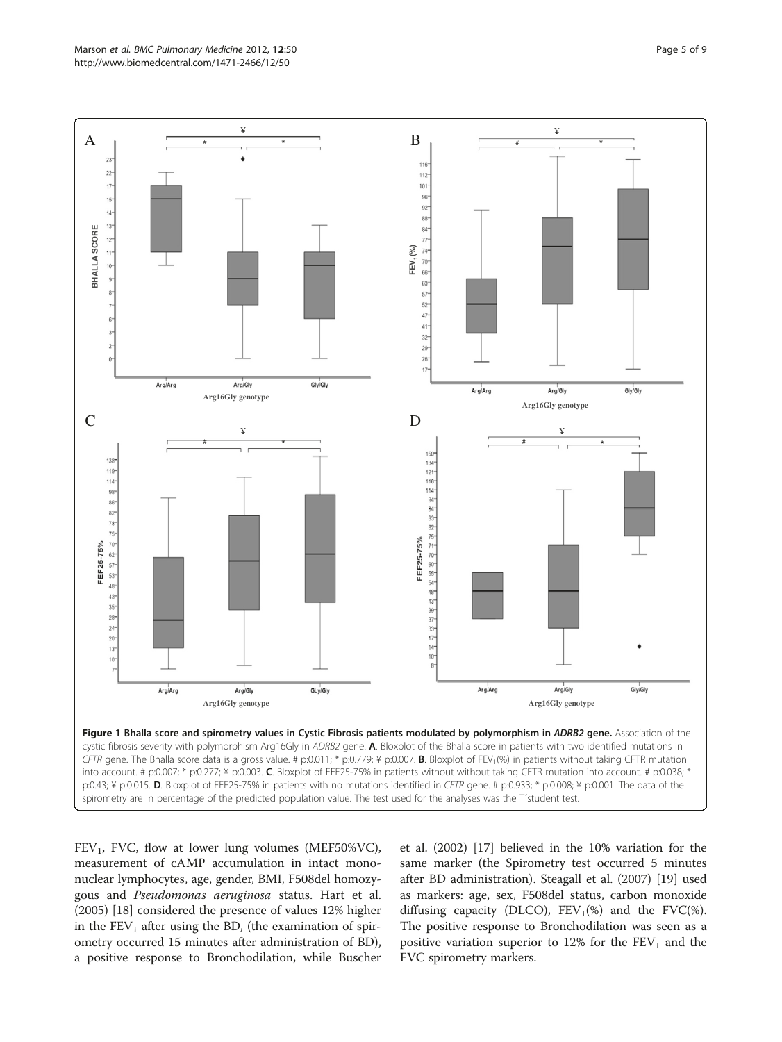**Figure 1 Bhalla score and spirometry values in Cystic Fibrosis patients modulated by polymorphism in *ADRB2* gene.** Association of the cystic fibrosis severity with polymorphism Arg16Gly in *ADRB2* gene. **A**. Bloxplot of the Bhalla score in patients with two identified mutations in *CFTR* gene. The Bhalla score data is a gross value. # p:0.011; * p:0.779; ¥ p:0.007. **B**. Bloxplot of $FEV_1$(%) in patients without taking CFTR mutation into account. # p:0.007; * p:0.277; ¥ p:0.003. **C**. Bloxplot of FEF25-75% in patients without without taking CFTR mutation into account. # p:0.038; * p:0.43; ¥ p:0.015. **D**. Bloxplot of FEF25-75% in patients with no mutations identified in *CFTR* gene. # p:0.933; * p:0.008; ¥ p:0.001. The data of the spirometry are in percentage of the predicted population value. The test used for the analyses was the T´student test.

$FEV_1$, FVC, flow at lower lung volumes (MEF50%VC), measurement of cAMP accumulation in intact mononuclear lymphocytes, age, gender, BMI, F508del homozygous and *Pseudomonas aeruginosa* status. Hart et al. (2005) [18] considered the presence of values 12% higher in the $FEV_1$ after using the BD, (the examination of spirometry occurred 15 minutes after administration of BD), a positive response to Bronchodilation, while Buscher et al. (2002) [17] believed in the 10% variation for the same marker (the Spirometry test occurred 5 minutes after BD administration). Steagall et al. (2007) [19] used as markers: age, sex, F508del status, carbon monoxide diffusing capacity (DLCO), $FEV_1$(%) and the FVC(%). The positive response to Bronchodilation was seen as a positive variation superior to 12% for the $FEV_1$ and the FVC spirometry markers.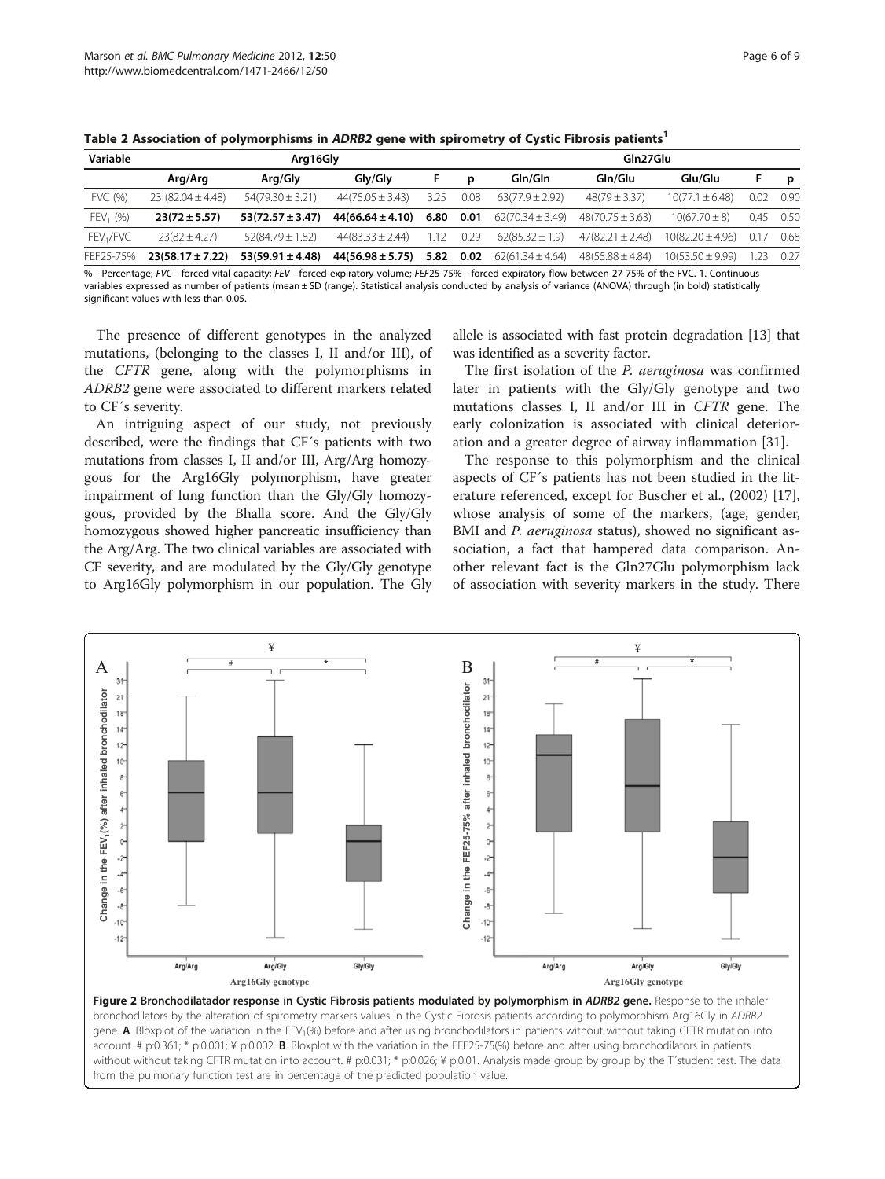**Table 2 Association of polymorphisms in *ADRB2* gene with spirometry of Cystic Fibrosis patients[1]**

| Variable | Arg16Gly | | | | | Gln27Glu | | | | |
|---|---|---|---|---|---|---|---|---|---|---|
| | Arg/Arg | Arg/Gly | Gly/Gly | F | p | Gln/Gln | Gln/Glu | Glu/Glu | F | p |
| FVC (%) | 23 (82.04 ± 4.48) | 54(79.30 ± 3.21) | 44(75.05 ± 3.43) | 3.25 | 0.08 | 63(77.9 ± 2.92) | 48(79 ± 3.37) | 10(77.1 ± 6.48) | 0.02 | 0.90 |
| $FEV_1$ (%) | **23(72 ± 5.57)** | **53(72.57 ± 3.47)** | **44(66.64 ± 4.10)** | **6.80** | **0.01** | 62(70.34 ± 3.49) | 48(70.75 ± 3.63) | 10(67.70 ± 8) | 0.45 | 0.50 |
| $FEV_1$/FVC | 23(82 ± 4.27) | 52(84.79 ± 1.82) | 44(83.33 ± 2.44) | 1.12 | 0.29 | 62(85.32 ± 1.9) | 47(82.21 ± 2.48) | 10(82.20 ± 4.96) | 0.17 | 0.68 |
| FEF25-75% | **23(58.17 ± 7.22)** | **53(59.91 ± 4.48)** | **44(56.98 ± 5.75)** | **5.82** | **0.02** | 62(61.34 ± 4.64) | 48(55.88 ± 4.84) | 10(53.50 ± 9.99) | 1.23 | 0.27 |

% - Percentage; *FVC* - forced vital capacity; *FEV* - forced expiratory volume; *FEF*25-75% - forced expiratory flow between 27-75% of the FVC. 1. Continuous variables expressed as number of patients (mean ± SD (range). Statistical analysis conducted by analysis of variance (ANOVA) through (in bold) statistically significant values with less than 0.05.

The presence of different genotypes in the analyzed mutations, (belonging to the classes I, II and/or III), of the *CFTR* gene, along with the polymorphisms in *ADRB2* gene were associated to different markers related to CF´s severity.

An intriguing aspect of our study, not previously described, were the findings that CF´s patients with two mutations from classes I, II and/or III, Arg/Arg homozygous for the Arg16Gly polymorphism, have greater impairment of lung function than the Gly/Gly homozygous, provided by the Bhalla score. And the Gly/Gly homozygous showed higher pancreatic insufficiency than the Arg/Arg. The two clinical variables are associated with CF severity, and are modulated by the Gly/Gly genotype to Arg16Gly polymorphism in our population. The Gly allele is associated with fast protein degradation [13] that was identified as a severity factor.

The first isolation of the *P. aeruginosa* was confirmed later in patients with the Gly/Gly genotype and two mutations classes I, II and/or III in *CFTR* gene. The early colonization is associated with clinical deterioration and a greater degree of airway inflammation [31].

The response to this polymorphism and the clinical aspects of CF´s patients has not been studied in the literature referenced, except for Buscher et al., (2002) [17], whose analysis of some of the markers, (age, gender, BMI and *P. aeruginosa* status), showed no significant association, a fact that hampered data comparison. Another relevant fact is the Gln27Glu polymorphism lack of association with severity markers in the study. There

**Figure 2 Bronchodilatador response in Cystic Fibrosis patients modulated by polymorphism in *ADRB2* gene.** Response to the inhaler bronchodilators by the alteration of spirometry markers values in the Cystic Fibrosis patients according to polymorphism Arg16Gly in *ADRB2* gene. **A**. Bloxplot of the variation in the $FEV_1$(%) before and after using bronchodilators in patients without without taking CFTR mutation into account. # p:0.361; * p:0.001; ¥ p:0.002. **B**. Bloxplot with the variation in the FEF25-75(%) before and after using bronchodilators in patients without without taking CFTR mutation into account. # p:0.031; * p:0.026; ¥ p:0.01. Analysis made group by group by the T´student test. The data from the pulmonary function test are in percentage of the predicted population value.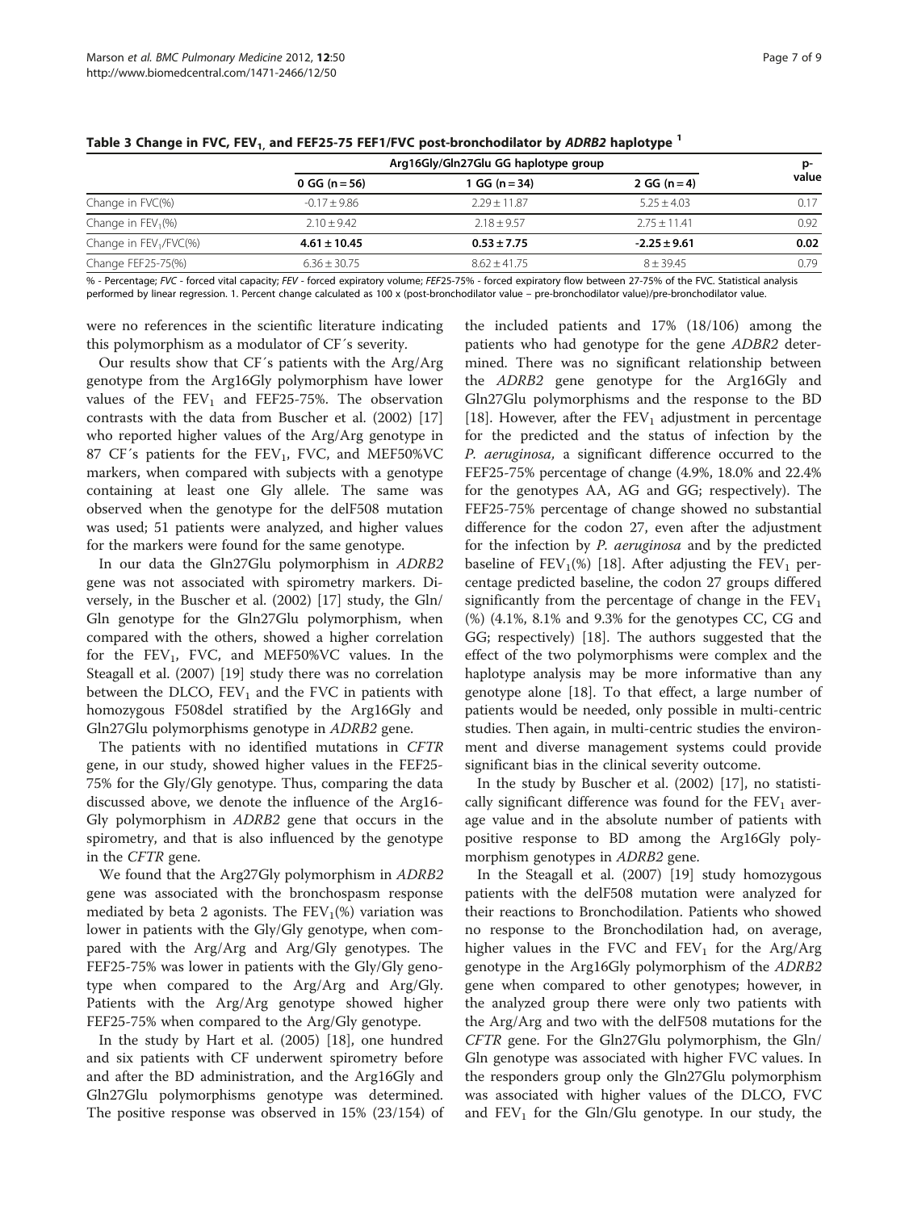**Table 3 Change in FVC, $FEV_1$, and FEF25-75 FEF1/FVC post-bronchodilator by *ADRB2* haplotype [1]**

| | Arg16Gly/Gln27Glu GG haplotype group | | | p-value |
|---|---|---|---|---|
| | 0 GG (n = 56) | 1 GG (n = 34) | 2 GG (n = 4) | |
| Change in FVC(%) | -0.17 ± 9.86 | 2.29 ± 11.87 | 5.25 ± 4.03 | 0.17 |
| Change in $FEV_1$(%) | 2.10 ± 9.42 | 2.18 ± 9.57 | 2.75 ± 11.41 | 0.92 |
| Change in $FEV_1$/FVC(%) | **4.61 ± 10.45** | **0.53 ± 7.75** | **-2.25 ± 9.61** | **0.02** |
| Change FEF25-75(%) | 6.36 ± 30.75 | 8.62 ± 41.75 | 8 ± 39.45 | 0.79 |

% - Percentage; *FVC* - forced vital capacity; *FEV* - forced expiratory volume; *FEF*25-75% - forced expiratory flow between 27-75% of the FVC. Statistical analysis performed by linear regression. 1. Percent change calculated as 100 x (post-bronchodilator value – pre-bronchodilator value)/pre-bronchodilator value.

were no references in the scientific literature indicating this polymorphism as a modulator of CF´s severity.

Our results show that CF´s patients with the Arg/Arg genotype from the Arg16Gly polymorphism have lower values of the $FEV_1$ and FEF25-75%. The observation contrasts with the data from Buscher et al. (2002) [17] who reported higher values of the Arg/Arg genotype in 87 CF´s patients for the $FEV_1$, FVC, and MEF50%VC markers, when compared with subjects with a genotype containing at least one Gly allele. The same was observed when the genotype for the delF508 mutation was used; 51 patients were analyzed, and higher values for the markers were found for the same genotype.

In our data the Gln27Glu polymorphism in *ADRB2* gene was not associated with spirometry markers. Diversely, in the Buscher et al. (2002) [17] study, the Gln/Gln genotype for the Gln27Glu polymorphism, when compared with the others, showed a higher correlation for the $FEV_1$, FVC, and MEF50%VC values. In the Steagall et al. (2007) [19] study there was no correlation between the DLCO, $FEV_1$ and the FVC in patients with homozygous F508del stratified by the Arg16Gly and Gln27Glu polymorphisms genotype in *ADRB2* gene.

The patients with no identified mutations in *CFTR* gene, in our study, showed higher values in the FEF25-75% for the Gly/Gly genotype. Thus, comparing the data discussed above, we denote the influence of the Arg16-Gly polymorphism in *ADRB2* gene that occurs in the spirometry, and that is also influenced by the genotype in the *CFTR* gene.

We found that the Arg27Gly polymorphism in *ADRB2* gene was associated with the bronchospasm response mediated by beta 2 agonists. The $FEV_1$(%) variation was lower in patients with the Gly/Gly genotype, when compared with the Arg/Arg and Arg/Gly genotypes. The FEF25-75% was lower in patients with the Gly/Gly genotype when compared to the Arg/Arg and Arg/Gly. Patients with the Arg/Arg genotype showed higher FEF25-75% when compared to the Arg/Gly genotype.

In the study by Hart et al. (2005) [18], one hundred and six patients with CF underwent spirometry before and after the BD administration, and the Arg16Gly and Gln27Glu polymorphisms genotype was determined. The positive response was observed in 15% (23/154) of the included patients and 17% (18/106) among the patients who had genotype for the gene *ADBR2* determined. There was no significant relationship between the *ADRB2* gene genotype for the Arg16Gly and Gln27Glu polymorphisms and the response to the BD [18]. However, after the $FEV_1$ adjustment in percentage for the predicted and the status of infection by the *P. aeruginosa*, a significant difference occurred to the FEF25-75% percentage of change (4.9%, 18.0% and 22.4% for the genotypes AA, AG and GG; respectively). The FEF25-75% percentage of change showed no substantial difference for the codon 27, even after the adjustment for the infection by *P. aeruginosa* and by the predicted baseline of $FEV_1$(%) [18]. After adjusting the $FEV_1$ percentage predicted baseline, the codon 27 groups differed significantly from the percentage of change in the $FEV_1$ (%) (4.1%, 8.1% and 9.3% for the genotypes CC, CG and GG; respectively) [18]. The authors suggested that the effect of the two polymorphisms were complex and the haplotype analysis may be more informative than any genotype alone [18]. To that effect, a large number of patients would be needed, only possible in multi-centric studies. Then again, in multi-centric studies the environment and diverse management systems could provide significant bias in the clinical severity outcome.

In the study by Buscher et al. (2002) [17], no statistically significant difference was found for the $FEV_1$ average value and in the absolute number of patients with positive response to BD among the Arg16Gly polymorphism genotypes in *ADRB2* gene.

In the Steagall et al. (2007) [19] study homozygous patients with the delF508 mutation were analyzed for their reactions to Bronchodilation. Patients who showed no response to the Bronchodilation had, on average, higher values in the FVC and $FEV_1$ for the Arg/Arg genotype in the Arg16Gly polymorphism of the *ADRB2* gene when compared to other genotypes; however, in the analyzed group there were only two patients with the Arg/Arg and two with the delF508 mutations for the *CFTR* gene. For the Gln27Glu polymorphism, the Gln/Gln genotype was associated with higher FVC values. In the responders group only the Gln27Glu polymorphism was associated with higher values of the DLCO, FVC and $FEV_1$ for the Gln/Glu genotype. In our study, the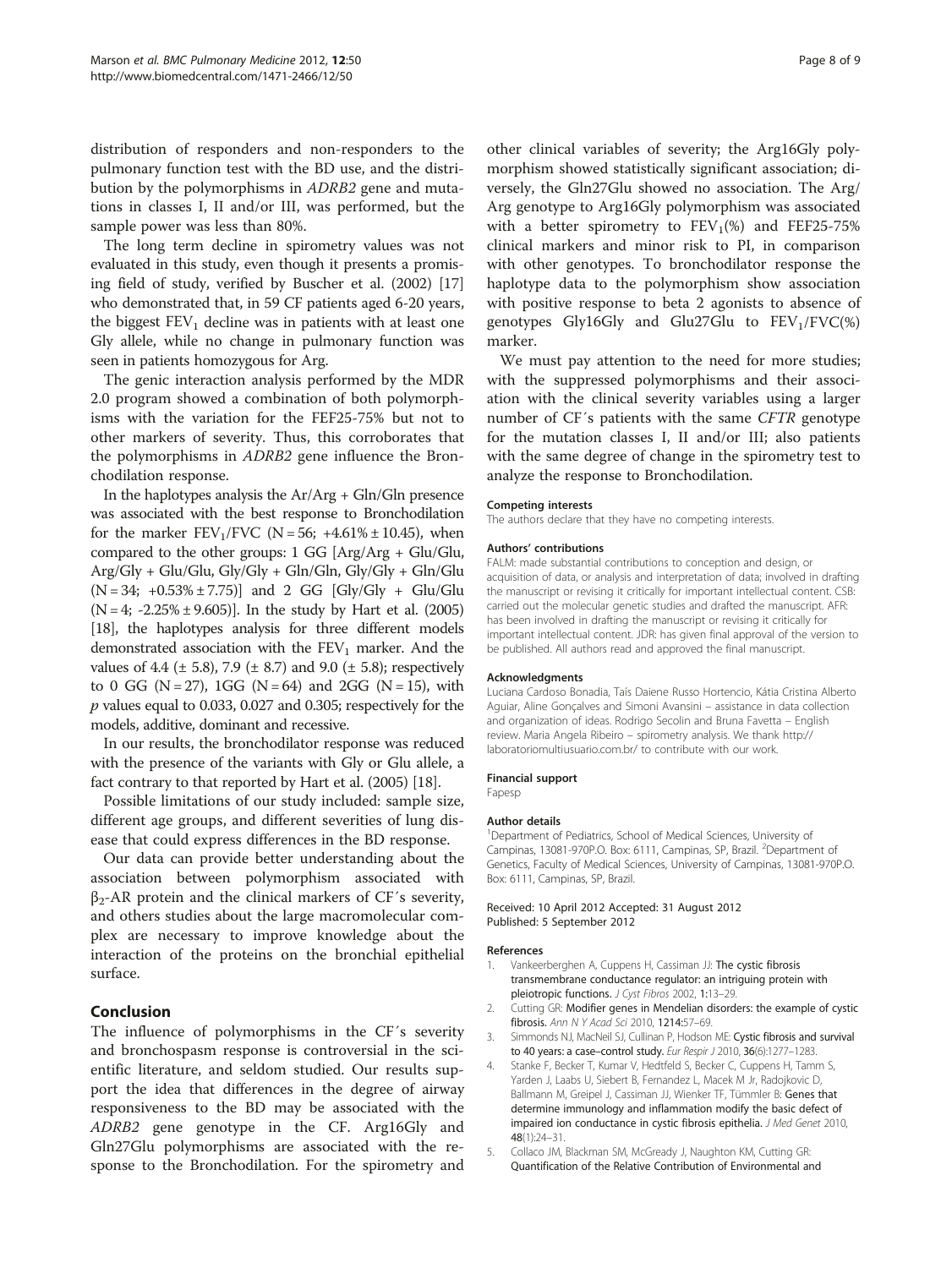distribution of responders and non-responders to the pulmonary function test with the BD use, and the distribution by the polymorphisms in *ADRB2* gene and mutations in classes I, II and/or III, was performed, but the sample power was less than 80%.

The long term decline in spirometry values was not evaluated in this study, even though it presents a promising field of study, verified by Buscher et al. (2002) [17] who demonstrated that, in 59 CF patients aged 6-20 years, the biggest $FEV_1$ decline was in patients with at least one Gly allele, while no change in pulmonary function was seen in patients homozygous for Arg.

The genic interaction analysis performed by the MDR 2.0 program showed a combination of both polymorphisms with the variation for the FEF25-75% but not to other markers of severity. Thus, this corroborates that the polymorphisms in *ADRB2* gene influence the Bronchodilation response.

In the haplotypes analysis the Ar/Arg + Gln/Gln presence was associated with the best response to Bronchodilation for the marker $FEV_1$/FVC (N = 56; +4.61% ± 10.45), when compared to the other groups: 1 GG [Arg/Arg + Glu/Glu, Arg/Gly + Glu/Glu, Gly/Gly + Gln/Gln, Gly/Gly + Gln/Glu (N = 34; +0.53% ± 7.75)] and 2 GG [Gly/Gly + Glu/Glu (N = 4; -2.25% ± 9.605)]. In the study by Hart et al. (2005) [18], the haplotypes analysis for three different models demonstrated association with the $FEV_1$ marker. And the values of 4.4 (± 5.8), 7.9 (± 8.7) and 9.0 (± 5.8); respectively to 0 GG (N = 27), 1GG (N = 64) and 2GG (N = 15), with $p$ values equal to 0.033, 0.027 and 0.305; respectively for the models, additive, dominant and recessive.

In our results, the bronchodilator response was reduced with the presence of the variants with Gly or Glu allele, a fact contrary to that reported by Hart et al. (2005) [18].

Possible limitations of our study included: sample size, different age groups, and different severities of lung disease that could express differences in the BD response.

Our data can provide better understanding about the association between polymorphism associated with $\beta_2$-AR protein and the clinical markers of CF´s severity, and others studies about the large macromolecular complex are necessary to improve knowledge about the interaction of the proteins on the bronchial epithelial surface.

## Conclusion

The influence of polymorphisms in the CF´s severity and bronchospasm response is controversial in the scientific literature, and seldom studied. Our results support the idea that differences in the degree of airway responsiveness to the BD may be associated with the *ADRB2* gene genotype in the CF. Arg16Gly and Gln27Glu polymorphisms are associated with the response to the Bronchodilation. For the spirometry and other clinical variables of severity; the Arg16Gly polymorphism showed statistically significant association; diversely, the Gln27Glu showed no association. The Arg/Arg genotype to Arg16Gly polymorphism was associated with a better spirometry to $FEV_1$(%) and FEF25-75% clinical markers and minor risk to PI, in comparison with other genotypes. To bronchodilator response the haplotype data to the polymorphism show association with positive response to beta 2 agonists to absence of genotypes Gly16Gly and Glu27Glu to $FEV_1$/FVC(%) marker.

We must pay attention to the need for more studies; with the suppressed polymorphisms and their association with the clinical severity variables using a larger number of CF´s patients with the same *CFTR* genotype for the mutation classes I, II and/or III; also patients with the same degree of change in the spirometry test to analyze the response to Bronchodilation.

#### Competing interests

The authors declare that they have no competing interests.

#### Authors' contributions

FALM: made substantial contributions to conception and design, or acquisition of data, or analysis and interpretation of data; involved in drafting the manuscript or revising it critically for important intellectual content. CSB: carried out the molecular genetic studies and drafted the manuscript. AFR: has been involved in drafting the manuscript or revising it critically for important intellectual content. JDR: has given final approval of the version to be published. All authors read and approved the final manuscript.

#### Acknowledgments

Luciana Cardoso Bonadia, Taís Daiene Russo Hortencio, Kátia Cristina Alberto Aguiar, Aline Gonçalves and Simoni Avansini – assistance in data collection and organization of ideas. Rodrigo Secolin and Bruna Favetta – English review. Maria Angela Ribeiro – spirometry analysis. We thank http://laboratoriomultiusuario.com.br/ to contribute with our work.

#### Financial support

Fapesp

#### Author details

[1]Department of Pediatrics, School of Medical Sciences, University of Campinas, 13081-970P.O. Box: 6111, Campinas, SP, Brazil. [2]Department of Genetics, Faculty of Medical Sciences, University of Campinas, 13081-970P.O. Box: 6111, Campinas, SP, Brazil.

Received: 10 April 2012 Accepted: 31 August 2012
Published: 5 September 2012

#### References

1. Vankeerberghen A, Cuppens H, Cassiman JJ: **The cystic fibrosis transmembrane conductance regulator: an intriguing protein with pleiotropic functions.** *J Cyst Fibros* 2002, **1**:13–29.
2. Cutting GR: **Modifier genes in Mendelian disorders: the example of cystic fibrosis.** *Ann N Y Acad Sci* 2010, **1214**:57–69.
3. Simmonds NJ, MacNeil SJ, Cullinan P, Hodson ME: **Cystic fibrosis and survival to 40 years: a case–control study.** *Eur Respir J* 2010, **36**(6):1277–1283.
4. Stanke F, Becker T, Kumar V, Hedtfeld S, Becker C, Cuppens H, Tamm S, Yarden J, Laabs U, Siebert B, Fernandez L, Macek M Jr, Radojkovic D, Ballmann M, Greipel J, Cassiman JJ, Wienker TF, Tümmler B: **Genes that determine immunology and inflammation modify the basic defect of impaired ion conductance in cystic fibrosis epithelia.** *J Med Genet* 2010, **48**(1):24–31.
5. Collaco JM, Blackman SM, McGready J, Naughton KM, Cutting GR: **Quantification of the Relative Contribution of Environmental and**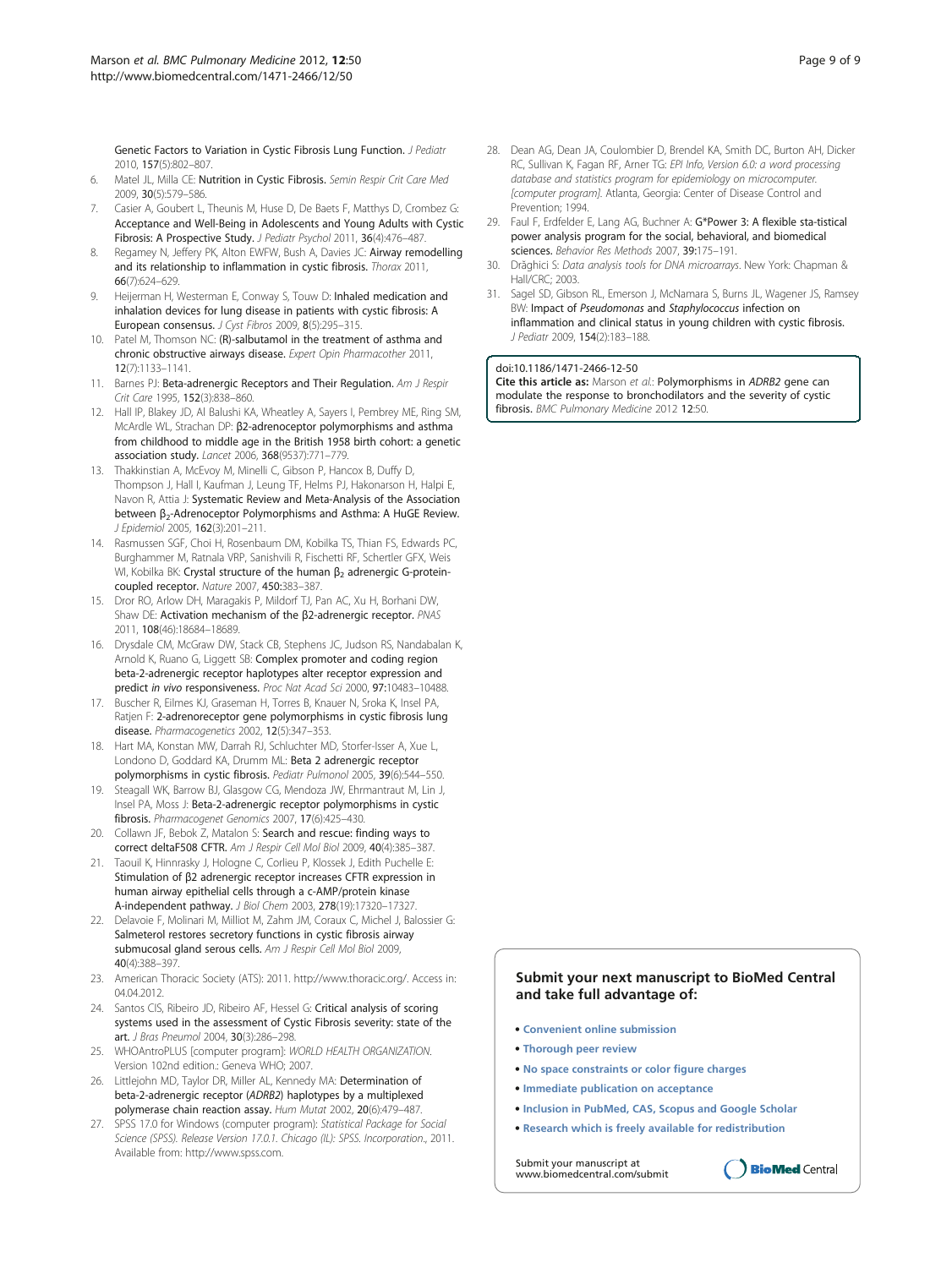Genetic Factors to Variation in Cystic Fibrosis Lung Function. *J Pediatr* 2010, **157**(5):802–807.

6. Matel JL, Milla CE: **Nutrition in Cystic Fibrosis.** *Semin Respir Crit Care Med* 2009, **30**(5):579–586.
7. Casier A, Goubert L, Theunis M, Huse D, De Baets F, Matthys D, Crombez G: **Acceptance and Well-Being in Adolescents and Young Adults with Cystic Fibrosis: A Prospective Study.** *J Pediatr Psychol* 2011, **36**(4):476–487.
8. Regamey N, Jeffery PK, Alton EWFW, Bush A, Davies JC: **Airway remodelling and its relationship to inflammation in cystic fibrosis.** *Thorax* 2011, **66**(7):624–629.
9. Heijerman H, Westerman E, Conway S, Touw D: **Inhaled medication and inhalation devices for lung disease in patients with cystic fibrosis: A European consensus.** *J Cyst Fibros* 2009, **8**(5):295–315.
10. Patel M, Thomson NC: **(R)-salbutamol in the treatment of asthma and chronic obstructive airways disease.** *Expert Opin Pharmacother* 2011, **12**(7):1133–1141.
11. Barnes PJ: **Beta-adrenergic Receptors and Their Regulation.** *Am J Respir Crit Care* 1995, **152**(3):838–860.
12. Hall IP, Blakey JD, Al Balushi KA, Wheatley A, Sayers I, Pembrey ME, Ring SM, McArdle WL, Strachan DP: **β2-adrenoceptor polymorphisms and asthma from childhood to middle age in the British 1958 birth cohort: a genetic association study.** *Lancet* 2006, **368**(9537):771–779.
13. Thakkinstian A, McEvoy M, Minelli C, Gibson P, Hancox B, Duffy D, Thompson J, Hall I, Kaufman J, Leung TF, Helms PJ, Hakonarson H, Halpi E, Navon R, Attia J: **Systematic Review and Meta-Analysis of the Association between $\beta_2$-Adrenoceptor Polymorphisms and Asthma: A HuGE Review.** *J Epidemiol* 2005, **162**(3):201–211.
14. Rasmussen SGF, Choi H, Rosenbaum DM, Kobilka TS, Thian FS, Edwards PC, Burghammer M, Ratnala VRP, Sanishvili R, Fischetti RF, Schertler GFX, Weis WI, Kobilka BK: **Crystal structure of the human $\beta_2$ adrenergic G-protein-coupled receptor.** *Nature* 2007, **450**:383–387.
15. Dror RO, Arlow DH, Maragakis P, Mildorf TJ, Pan AC, Xu H, Borhani DW, Shaw DE: **Activation mechanism of the β2-adrenergic receptor.** *PNAS* 2011, **108**(46):18684–18689.
16. Drysdale CM, McGraw DW, Stack CB, Stephens JC, Judson RS, Nandabalan K, Arnold K, Ruano G, Liggett SB: **Complex promoter and coding region beta-2-adrenergic receptor haplotypes alter receptor expression and predict *in vivo* responsiveness.** *Proc Nat Acad Sci* 2000, **97**:10483–10488.
17. Buscher R, Eilmes KJ, Graseman H, Torres B, Knauer N, Sroka K, Insel PA, Ratjen F: **2-adrenoreceptor gene polymorphisms in cystic fibrosis lung disease.** *Pharmacogenetics* 2002, **12**(5):347–353.
18. Hart MA, Konstan MW, Darrah RJ, Schluchter MD, Storfer-Isser A, Xue L, Londono D, Goddard KA, Drumm ML: **Beta 2 adrenergic receptor polymorphisms in cystic fibrosis.** *Pediatr Pulmonol* 2005, **39**(6):544–550.
19. Steagall WK, Barrow BJ, Glasgow CG, Mendoza JW, Ehrmantraut M, Lin J, Insel PA, Moss J: **Beta-2-adrenergic receptor polymorphisms in cystic fibrosis.** *Pharmacogenet Genomics* 2007, **17**(6):425–430.
20. Collawn JF, Bebok Z, Matalon S: **Search and rescue: finding ways to correct deltaF508 CFTR.** *Am J Respir Cell Mol Biol* 2009, **40**(4):385–387.
21. Taouil K, Hinnrasky J, Hologne C, Corlieu P, Klossek J, Edith Puchelle E: **Stimulation of β2 adrenergic receptor increases CFTR expression in human airway epithelial cells through a c-AMP/protein kinase A-independent pathway.** *J Biol Chem* 2003, **278**(19):17320–17327.
22. Delavoie F, Molinari M, Milliot M, Zahm JM, Coraux C, Michel J, Balossier G: **Salmeterol restores secretory functions in cystic fibrosis airway submucosal gland serous cells.** *Am J Respir Cell Mol Biol* 2009, **40**(4):388–397.
23. American Thoracic Society (ATS): 2011. http://www.thoracic.org/. Access in: 04.04.2012.
24. Santos CIS, Ribeiro JD, Ribeiro AF, Hessel G: **Critical analysis of scoring systems used in the assessment of Cystic Fibrosis severity: state of the art.** *J Bras Pneumol* 2004, **30**(3):286–298.
25. WHOAntroPLUS [computer program]: *WORLD HEALTH ORGANIZATION.* Version 102nd edition.: Geneva WHO; 2007.
26. Littlejohn MD, Taylor DR, Miller AL, Kennedy MA: **Determination of beta-2-adrenergic receptor (*ADRB2*) haplotypes by a multiplexed polymerase chain reaction assay.** *Hum Mutat* 2002, **20**(6):479–487.
27. SPSS 17.0 for Windows (computer program): *Statistical Package for Social Science (SPSS). Release Version 17.0.1. Chicago (IL): SPSS. Incorporation.*, 2011. Available from: http://www.spss.com.
28. Dean AG, Dean JA, Coulombier D, Brendel KA, Smith DC, Burton AH, Dicker RC, Sullivan K, Fagan RF, Arner TG: *EPI Info, Version 6.0: a word processing database and statistics program for epidemiology on microcomputer. [computer program].* Atlanta, Georgia: Center of Disease Control and Prevention; 1994.
29. Faul F, Erdfelder E, Lang AG, Buchner A: **G*Power 3: A flexible sta-tistical power analysis program for the social, behavioral, and biomedical sciences.** *Behavior Res Methods* 2007, **39**:175–191.
30. Drăghici S: *Data analysis tools for DNA microarrays.* New York: Chapman & Hall/CRC; 2003.
31. Sagel SD, Gibson RL, Emerson J, McNamara S, Burns JL, Wagener JS, Ramsey BW: **Impact of *Pseudomonas* and *Staphylococcus* infection on inflammation and clinical status in young children with cystic fibrosis.** *J Pediatr* 2009, **154**(2):183–188.

doi:10.1186/1471-2466-12-50

**Cite this article as:** Marson *et al.*: Polymorphisms in *ADRB2* gene can modulate the response to bronchodilators and the severity of cystic fibrosis. *BMC Pulmonary Medicine* 2012 **12**:50.

**Submit your next manuscript to BioMed Central and take full advantage of:**

- **Convenient online submission**
- **Thorough peer review**
- **No space constraints or color figure charges**
- **Immediate publication on acceptance**
- **Inclusion in PubMed, CAS, Scopus and Google Scholar**
- **Research which is freely available for redistribution**

Submit your manuscript at www.biomedcentral.com/submit

BioMed Central